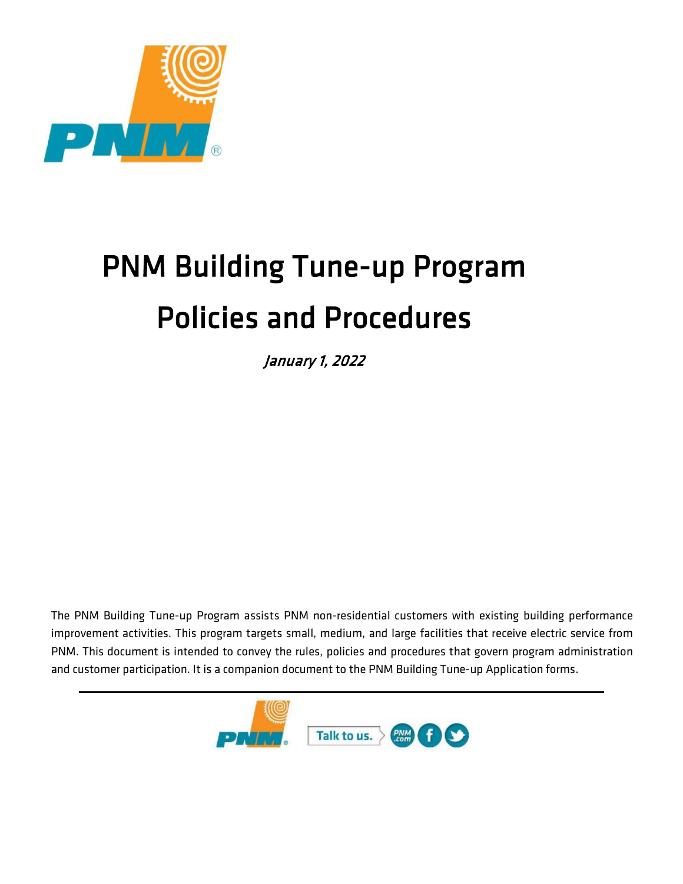# PNM Building Tune-up Program Policies and Procedures

*January 1, 2022*

The PNM Building Tune-up Program assists PNM non-residential customers with existing building performance improvement activities. This program targets small, medium, and large facilities that receive electric service from PNM. This document is intended to convey the rules, policies and procedures that govern program administration and customer participation. It is a companion document to the PNM Building Tune-up Application forms.

Talk to us.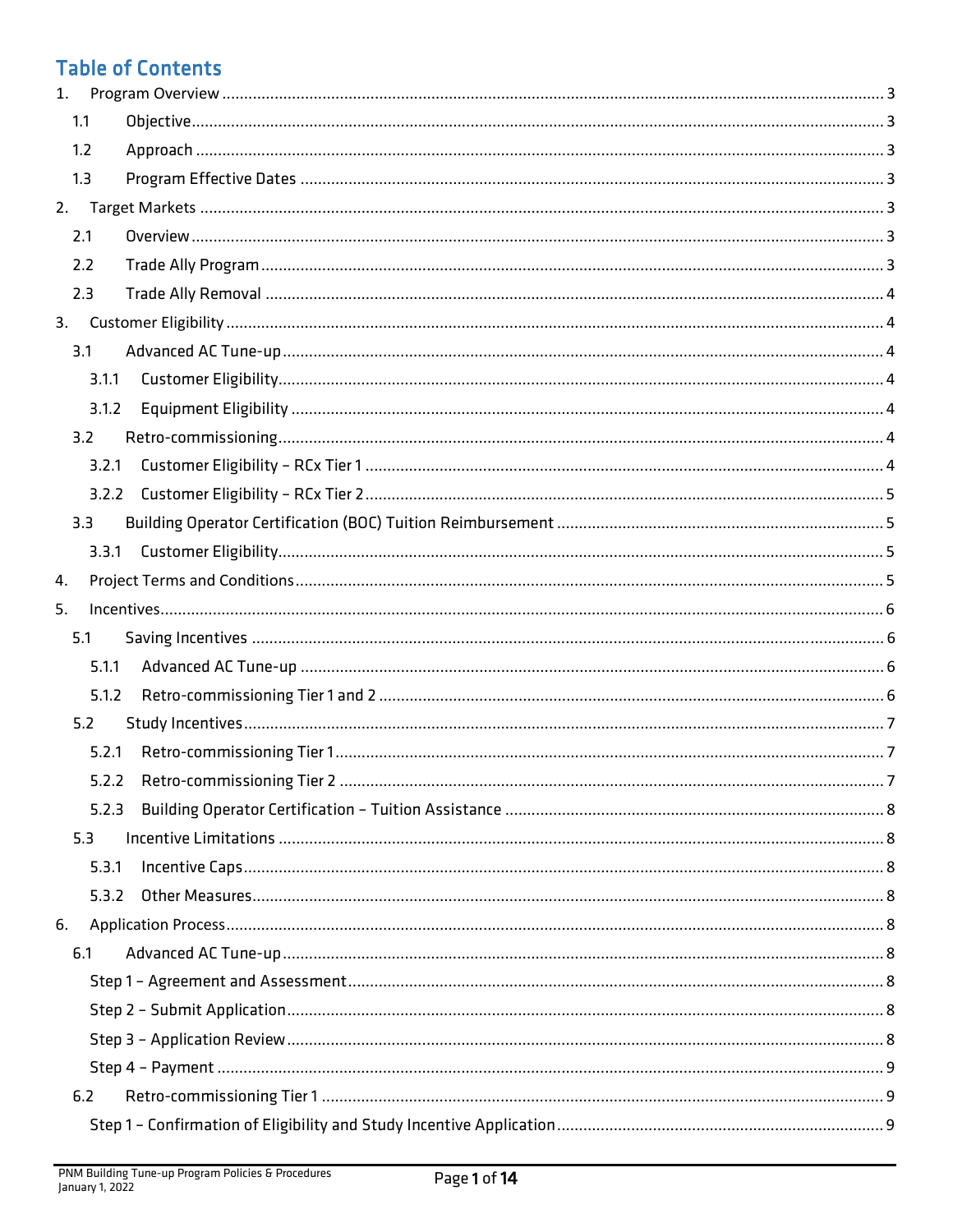# Table of Contents

1. Program Overview ..... 3
   - 1.1 Objective ..... 3
   - 1.2 Approach ..... 3
   - 1.3 Program Effective Dates ..... 3
2. Target Markets ..... 3
   - 2.1 Overview ..... 3
   - 2.2 Trade Ally Program ..... 3
   - 2.3 Trade Ally Removal ..... 4
3. Customer Eligibility ..... 4
   - 3.1 Advanced AC Tune-up ..... 4
     - 3.1.1 Customer Eligibility ..... 4
     - 3.1.2 Equipment Eligibility ..... 4
   - 3.2 Retro-commissioning ..... 4
     - 3.2.1 Customer Eligibility – RCx Tier 1 ..... 4
     - 3.2.2 Customer Eligibility – RCx Tier 2 ..... 5
   - 3.3 Building Operator Certification (BOC) Tuition Reimbursement ..... 5
     - 3.3.1 Customer Eligibility ..... 5
4. Project Terms and Conditions ..... 5
5. Incentives ..... 6
   - 5.1 Saving Incentives ..... 6
     - 5.1.1 Advanced AC Tune-up ..... 6
     - 5.1.2 Retro-commissioning Tier 1 and 2 ..... 6
   - 5.2 Study Incentives ..... 7
     - 5.2.1 Retro-commissioning Tier 1 ..... 7
     - 5.2.2 Retro-commissioning Tier 2 ..... 7
     - 5.2.3 Building Operator Certification – Tuition Assistance ..... 8
   - 5.3 Incentive Limitations ..... 8
     - 5.3.1 Incentive Caps ..... 8
     - 5.3.2 Other Measures ..... 8
6. Application Process ..... 8
   - 6.1 Advanced AC Tune-up ..... 8
     - Step 1 – Agreement and Assessment ..... 8
     - Step 2 – Submit Application ..... 8
     - Step 3 – Application Review ..... 8
     - Step 4 – Payment ..... 9
   - 6.2 Retro-commissioning Tier 1 ..... 9
     - Step 1 – Confirmation of Eligibility and Study Incentive Application ..... 9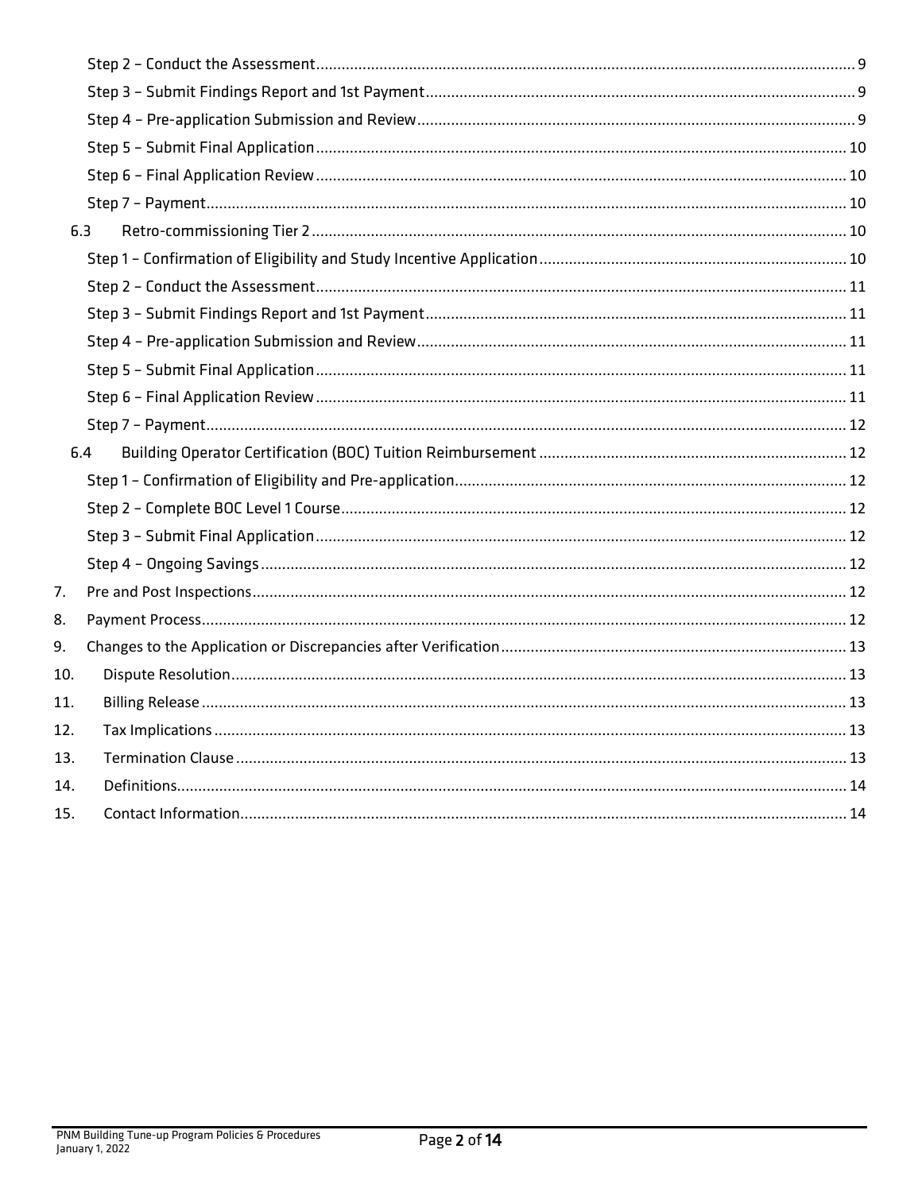Step 2 – Conduct the Assessment ..... 9

Step 3 – Submit Findings Report and 1st Payment ..... 9

Step 4 – Pre-application Submission and Review ..... 9

Step 5 – Submit Final Application ..... 10

Step 6 – Final Application Review ..... 10

Step 7 – Payment ..... 10

6.3 Retro-commissioning Tier 2 ..... 10

Step 1 – Confirmation of Eligibility and Study Incentive Application ..... 10

Step 2 – Conduct the Assessment ..... 11

Step 3 – Submit Findings Report and 1st Payment ..... 11

Step 4 – Pre-application Submission and Review ..... 11

Step 5 – Submit Final Application ..... 11

Step 6 – Final Application Review ..... 11

Step 7 – Payment ..... 12

6.4 Building Operator Certification (BOC) Tuition Reimbursement ..... 12

Step 1 – Confirmation of Eligibility and Pre-application ..... 12

Step 2 – Complete BOC Level 1 Course ..... 12

Step 3 – Submit Final Application ..... 12

Step 4 – Ongoing Savings ..... 12

7. Pre and Post Inspections ..... 12

8. Payment Process ..... 12

9. Changes to the Application or Discrepancies after Verification ..... 13

10. Dispute Resolution ..... 13

11. Billing Release ..... 13

12. Tax Implications ..... 13

13. Termination Clause ..... 13

14. Definitions ..... 14

15. Contact Information ..... 14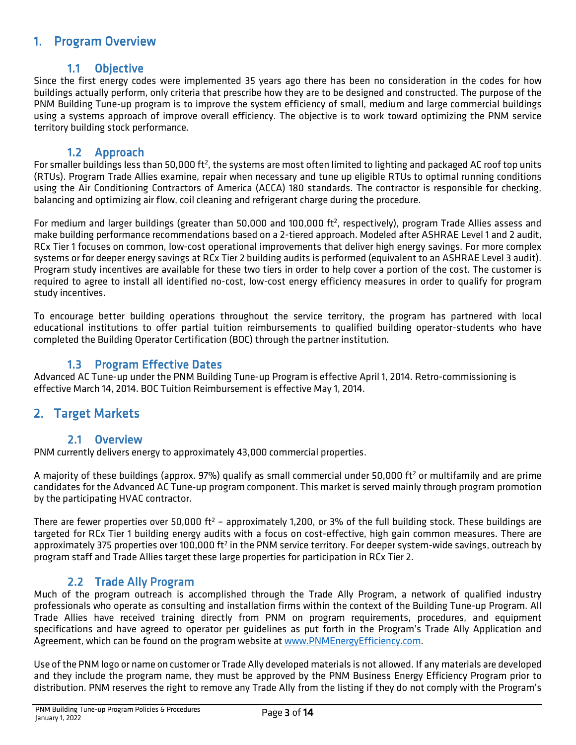# 1. Program Overview

## 1.1 Objective

Since the first energy codes were implemented 35 years ago there has been no consideration in the codes for how buildings actually perform, only criteria that prescribe how they are to be designed and constructed. The purpose of the PNM Building Tune-up program is to improve the system efficiency of small, medium and large commercial buildings using a systems approach of improve overall efficiency. The objective is to work toward optimizing the PNM service territory building stock performance.

## 1.2 Approach

For smaller buildings less than 50,000 ft$^2$, the systems are most often limited to lighting and packaged AC roof top units (RTUs). Program Trade Allies examine, repair when necessary and tune up eligible RTUs to optimal running conditions using the Air Conditioning Contractors of America (ACCA) 180 standards. The contractor is responsible for checking, balancing and optimizing air flow, coil cleaning and refrigerant charge during the procedure.

For medium and larger buildings (greater than 50,000 and 100,000 ft$^2$, respectively), program Trade Allies assess and make building performance recommendations based on a 2-tiered approach. Modeled after ASHRAE Level 1 and 2 audit, RCx Tier 1 focuses on common, low-cost operational improvements that deliver high energy savings. For more complex systems or for deeper energy savings at RCx Tier 2 building audits is performed (equivalent to an ASHRAE Level 3 audit). Program study incentives are available for these two tiers in order to help cover a portion of the cost. The customer is required to agree to install all identified no-cost, low-cost energy efficiency measures in order to qualify for program study incentives.

To encourage better building operations throughout the service territory, the program has partnered with local educational institutions to offer partial tuition reimbursements to qualified building operator-students who have completed the Building Operator Certification (BOC) through the partner institution.

## 1.3 Program Effective Dates

Advanced AC Tune-up under the PNM Building Tune-up Program is effective April 1, 2014. Retro-commissioning is effective March 14, 2014. BOC Tuition Reimbursement is effective May 1, 2014.

# 2. Target Markets

## 2.1 Overview

PNM currently delivers energy to approximately 43,000 commercial properties.

A majority of these buildings (approx. 97%) qualify as small commercial under 50,000 ft$^2$ or multifamily and are prime candidates for the Advanced AC Tune-up program component. This market is served mainly through program promotion by the participating HVAC contractor.

There are fewer properties over 50,000 ft$^2$ – approximately 1,200, or 3% of the full building stock. These buildings are targeted for RCx Tier 1 building energy audits with a focus on cost-effective, high gain common measures. There are approximately 375 properties over 100,000 ft$^2$ in the PNM service territory. For deeper system-wide savings, outreach by program staff and Trade Allies target these large properties for participation in RCx Tier 2.

## 2.2 Trade Ally Program

Much of the program outreach is accomplished through the Trade Ally Program, a network of qualified industry professionals who operate as consulting and installation firms within the context of the Building Tune-up Program. All Trade Allies have received training directly from PNM on program requirements, procedures, and equipment specifications and have agreed to operator per guidelines as put forth in the Program's Trade Ally Application and Agreement, which can be found on the program website at www.PNMEnergyEfficiency.com.

Use of the PNM logo or name on customer or Trade Ally developed materials is not allowed. If any materials are developed and they include the program name, they must be approved by the PNM Business Energy Efficiency Program prior to distribution. PNM reserves the right to remove any Trade Ally from the listing if they do not comply with the Program's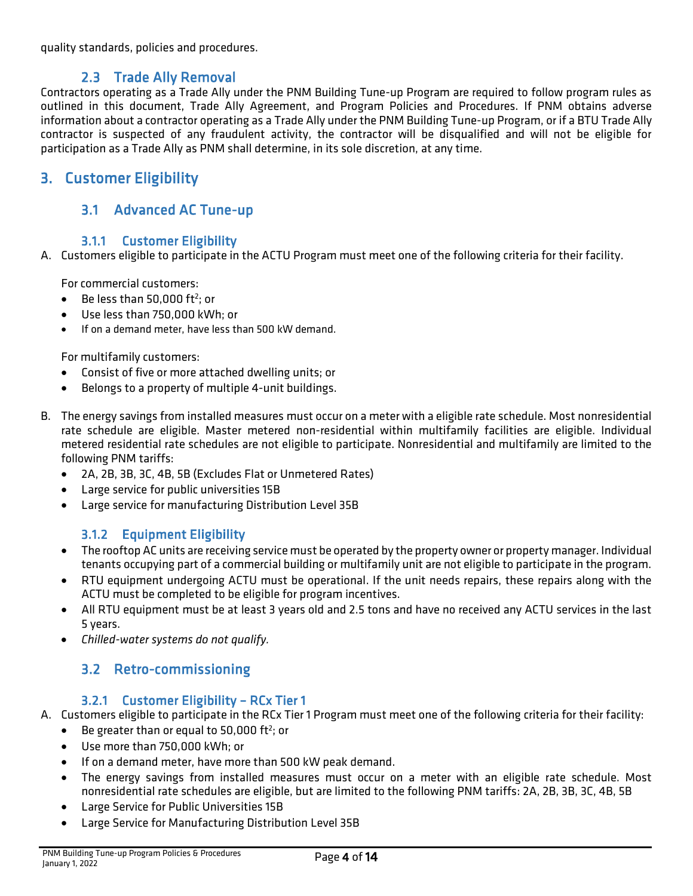quality standards, policies and procedures.

### 2.3 Trade Ally Removal

Contractors operating as a Trade Ally under the PNM Building Tune-up Program are required to follow program rules as outlined in this document, Trade Ally Agreement, and Program Policies and Procedures. If PNM obtains adverse information about a contractor operating as a Trade Ally under the PNM Building Tune-up Program, or if a BTU Trade Ally contractor is suspected of any fraudulent activity, the contractor will be disqualified and will not be eligible for participation as a Trade Ally as PNM shall determine, in its sole discretion, at any time.

## 3. Customer Eligibility

### 3.1 Advanced AC Tune-up

#### 3.1.1 Customer Eligibility

A. Customers eligible to participate in the ACTU Program must meet one of the following criteria for their facility.

For commercial customers:

- Be less than 50,000 ft$^2$; or
- Use less than 750,000 kWh; or
- If on a demand meter, have less than 500 kW demand.

For multifamily customers:

- Consist of five or more attached dwelling units; or
- Belongs to a property of multiple 4-unit buildings.

B. The energy savings from installed measures must occur on a meter with a eligible rate schedule. Most nonresidential rate schedule are eligible. Master metered non-residential within multifamily facilities are eligible. Individual metered residential rate schedules are not eligible to participate. Nonresidential and multifamily are limited to the following PNM tariffs:

- 2A, 2B, 3B, 3C, 4B, 5B (Excludes Flat or Unmetered Rates)
- Large service for public universities 15B
- Large service for manufacturing Distribution Level 35B

#### 3.1.2 Equipment Eligibility

- The rooftop AC units are receiving service must be operated by the property owner or property manager. Individual tenants occupying part of a commercial building or multifamily unit are not eligible to participate in the program.
- RTU equipment undergoing ACTU must be operational. If the unit needs repairs, these repairs along with the ACTU must be completed to be eligible for program incentives.
- All RTU equipment must be at least 3 years old and 2.5 tons and have no received any ACTU services in the last 5 years.
- *Chilled-water systems do not qualify.*

### 3.2 Retro-commissioning

#### 3.2.1 Customer Eligibility – RCx Tier 1

A. Customers eligible to participate in the RCx Tier 1 Program must meet one of the following criteria for their facility:

- Be greater than or equal to 50,000 ft$^2$; or
- Use more than 750,000 kWh; or
- If on a demand meter, have more than 500 kW peak demand.
- The energy savings from installed measures must occur on a meter with an eligible rate schedule. Most nonresidential rate schedules are eligible, but are limited to the following PNM tariffs: 2A, 2B, 3B, 3C, 4B, 5B
- Large Service for Public Universities 15B
- Large Service for Manufacturing Distribution Level 35B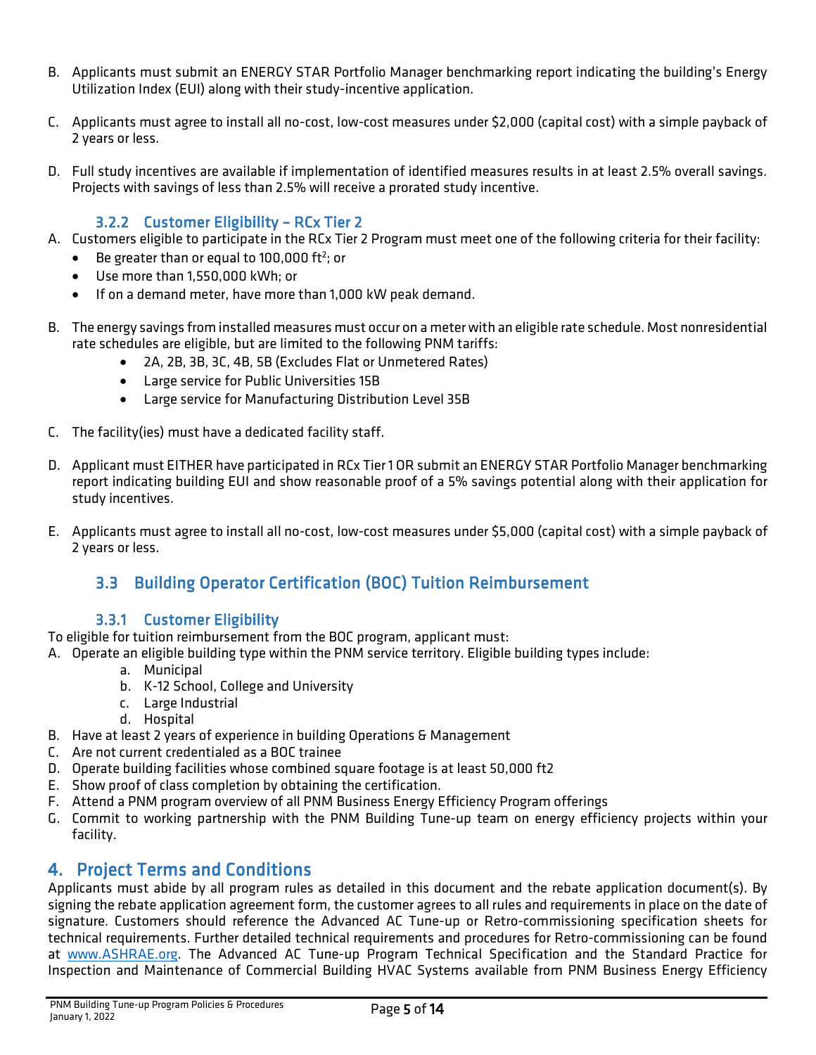B. Applicants must submit an ENERGY STAR Portfolio Manager benchmarking report indicating the building's Energy Utilization Index (EUI) along with their study-incentive application.

C. Applicants must agree to install all no-cost, low-cost measures under $2,000 (capital cost) with a simple payback of 2 years or less.

D. Full study incentives are available if implementation of identified measures results in at least 2.5% overall savings. Projects with savings of less than 2.5% will receive a prorated study incentive.

### 3.2.2 Customer Eligibility – RCx Tier 2

A. Customers eligible to participate in the RCx Tier 2 Program must meet one of the following criteria for their facility:
- Be greater than or equal to 100,000 ft$^2$; or
- Use more than 1,550,000 kWh; or
- If on a demand meter, have more than 1,000 kW peak demand.

B. The energy savings from installed measures must occur on a meter with an eligible rate schedule. Most nonresidential rate schedules are eligible, but are limited to the following PNM tariffs:
- 2A, 2B, 3B, 3C, 4B, 5B (Excludes Flat or Unmetered Rates)
- Large service for Public Universities 15B
- Large service for Manufacturing Distribution Level 35B

C. The facility(ies) must have a dedicated facility staff.

D. Applicant must EITHER have participated in RCx Tier 1 OR submit an ENERGY STAR Portfolio Manager benchmarking report indicating building EUI and show reasonable proof of a 5% savings potential along with their application for study incentives.

E. Applicants must agree to install all no-cost, low-cost measures under $5,000 (capital cost) with a simple payback of 2 years or less.

## 3.3 Building Operator Certification (BOC) Tuition Reimbursement

### 3.3.1 Customer Eligibility

To eligible for tuition reimbursement from the BOC program, applicant must:

A. Operate an eligible building type within the PNM service territory. Eligible building types include:
   a. Municipal
   b. K-12 School, College and University
   c. Large Industrial
   d. Hospital

B. Have at least 2 years of experience in building Operations & Management

C. Are not current credentialed as a BOC trainee

D. Operate building facilities whose combined square footage is at least 50,000 ft2

E. Show proof of class completion by obtaining the certification.

F. Attend a PNM program overview of all PNM Business Energy Efficiency Program offerings

G. Commit to working partnership with the PNM Building Tune-up team on energy efficiency projects within your facility.

# 4. Project Terms and Conditions

Applicants must abide by all program rules as detailed in this document and the rebate application document(s). By signing the rebate application agreement form, the customer agrees to all rules and requirements in place on the date of signature. Customers should reference the Advanced AC Tune-up or Retro-commissioning specification sheets for technical requirements. Further detailed technical requirements and procedures for Retro-commissioning can be found at [www.ASHRAE.org](www.ASHRAE.org). The Advanced AC Tune-up Program Technical Specification and the Standard Practice for Inspection and Maintenance of Commercial Building HVAC Systems available from PNM Business Energy Efficiency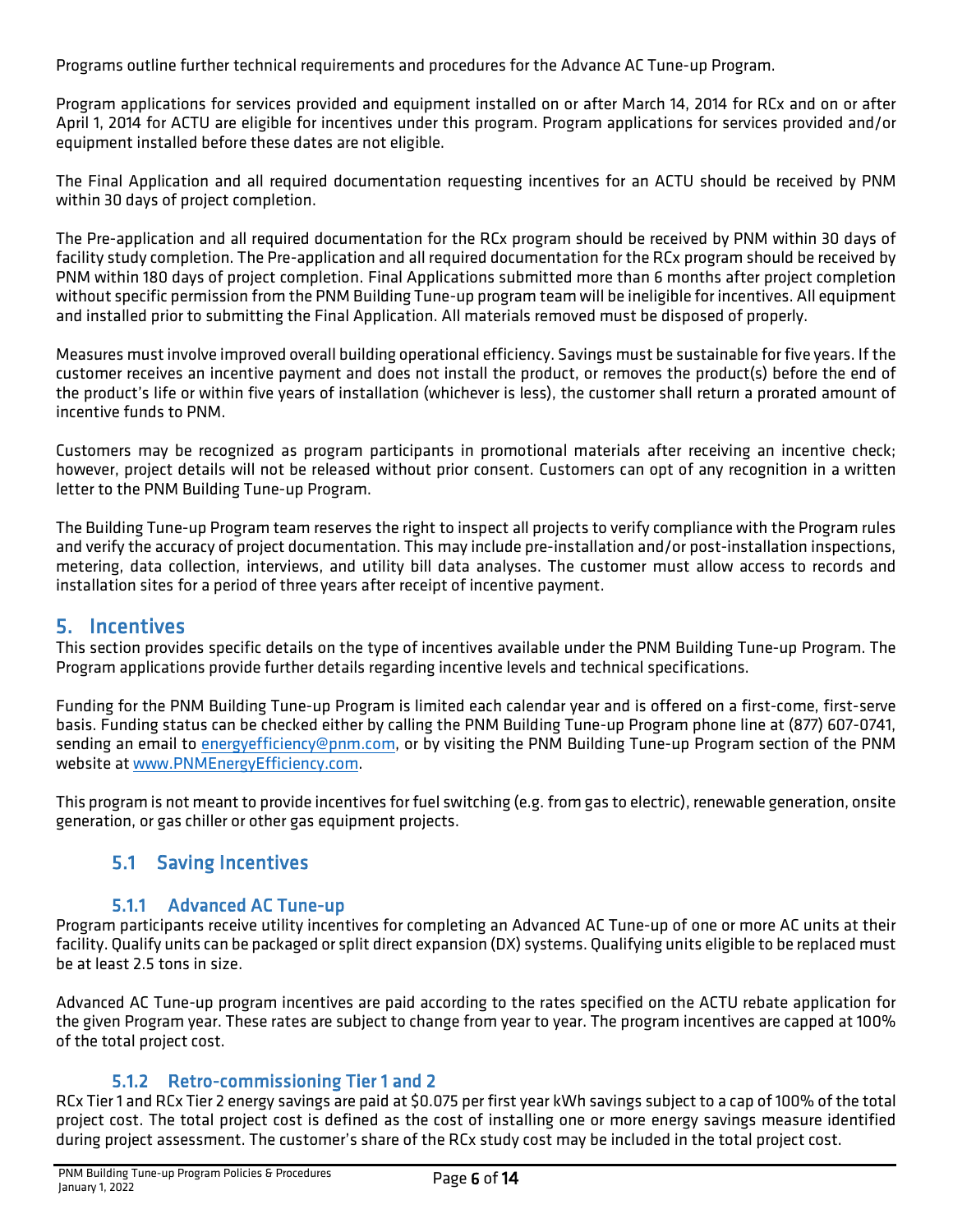Programs outline further technical requirements and procedures for the Advance AC Tune-up Program.

Program applications for services provided and equipment installed on or after March 14, 2014 for RCx and on or after April 1, 2014 for ACTU are eligible for incentives under this program. Program applications for services provided and/or equipment installed before these dates are not eligible.

The Final Application and all required documentation requesting incentives for an ACTU should be received by PNM within 30 days of project completion.

The Pre-application and all required documentation for the RCx program should be received by PNM within 30 days of facility study completion. The Pre-application and all required documentation for the RCx program should be received by PNM within 180 days of project completion. Final Applications submitted more than 6 months after project completion without specific permission from the PNM Building Tune-up program team will be ineligible for incentives. All equipment and installed prior to submitting the Final Application. All materials removed must be disposed of properly.

Measures must involve improved overall building operational efficiency. Savings must be sustainable for five years. If the customer receives an incentive payment and does not install the product, or removes the product(s) before the end of the product's life or within five years of installation (whichever is less), the customer shall return a prorated amount of incentive funds to PNM.

Customers may be recognized as program participants in promotional materials after receiving an incentive check; however, project details will not be released without prior consent. Customers can opt of any recognition in a written letter to the PNM Building Tune-up Program.

The Building Tune-up Program team reserves the right to inspect all projects to verify compliance with the Program rules and verify the accuracy of project documentation. This may include pre-installation and/or post-installation inspections, metering, data collection, interviews, and utility bill data analyses. The customer must allow access to records and installation sites for a period of three years after receipt of incentive payment.

# 5. Incentives

This section provides specific details on the type of incentives available under the PNM Building Tune-up Program. The Program applications provide further details regarding incentive levels and technical specifications.

Funding for the PNM Building Tune-up Program is limited each calendar year and is offered on a first-come, first-serve basis. Funding status can be checked either by calling the PNM Building Tune-up Program phone line at (877) 607-0741, sending an email to [energyefficiency@pnm.com](mailto:energyefficiency@pnm.com), or by visiting the PNM Building Tune-up Program section of the PNM website at [www.PNMEnergyEfficiency.com](http://www.PNMEnergyEfficiency.com).

This program is not meant to provide incentives for fuel switching (e.g. from gas to electric), renewable generation, onsite generation, or gas chiller or other gas equipment projects.

## 5.1 Saving Incentives

### 5.1.1 Advanced AC Tune-up

Program participants receive utility incentives for completing an Advanced AC Tune-up of one or more AC units at their facility. Qualify units can be packaged or split direct expansion (DX) systems. Qualifying units eligible to be replaced must be at least 2.5 tons in size.

Advanced AC Tune-up program incentives are paid according to the rates specified on the ACTU rebate application for the given Program year. These rates are subject to change from year to year. The program incentives are capped at 100% of the total project cost.

### 5.1.2 Retro-commissioning Tier 1 and 2

RCx Tier 1 and RCx Tier 2 energy savings are paid at $0.075 per first year kWh savings subject to a cap of 100% of the total project cost. The total project cost is defined as the cost of installing one or more energy savings measure identified during project assessment. The customer's share of the RCx study cost may be included in the total project cost.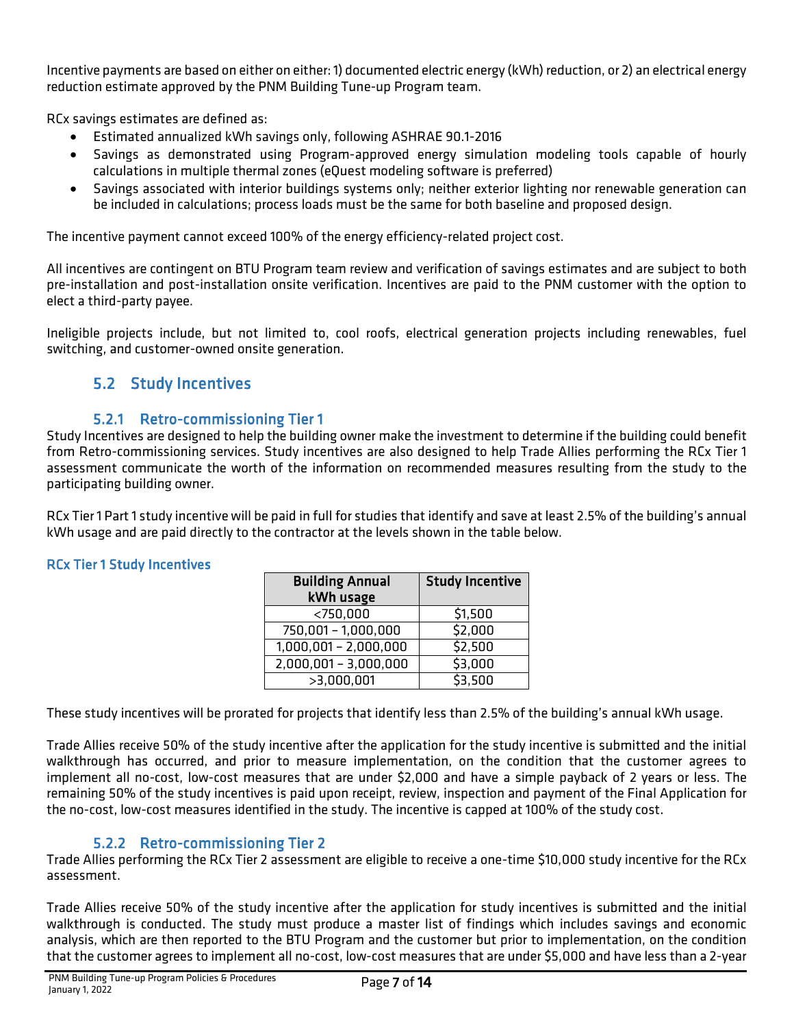Incentive payments are based on either on either: 1) documented electric energy (kWh) reduction, or 2) an electrical energy reduction estimate approved by the PNM Building Tune-up Program team.

RCx savings estimates are defined as:

- Estimated annualized kWh savings only, following ASHRAE 90.1-2016
- Savings as demonstrated using Program-approved energy simulation modeling tools capable of hourly calculations in multiple thermal zones (eQuest modeling software is preferred)
- Savings associated with interior buildings systems only; neither exterior lighting nor renewable generation can be included in calculations; process loads must be the same for both baseline and proposed design.

The incentive payment cannot exceed 100% of the energy efficiency-related project cost.

All incentives are contingent on BTU Program team review and verification of savings estimates and are subject to both pre-installation and post-installation onsite verification. Incentives are paid to the PNM customer with the option to elect a third-party payee.

Ineligible projects include, but not limited to, cool roofs, electrical generation projects including renewables, fuel switching, and customer-owned onsite generation.

## 5.2 Study Incentives

### 5.2.1 Retro-commissioning Tier 1

Study Incentives are designed to help the building owner make the investment to determine if the building could benefit from Retro-commissioning services. Study incentives are also designed to help Trade Allies performing the RCx Tier 1 assessment communicate the worth of the information on recommended measures resulting from the study to the participating building owner.

RCx Tier 1 Part 1 study incentive will be paid in full for studies that identify and save at least 2.5% of the building's annual kWh usage and are paid directly to the contractor at the levels shown in the table below.

**RCx Tier 1 Study Incentives**

| Building Annual kWh usage | Study Incentive |
|---|---|
| <750,000 | $1,500 |
| 750,001 – 1,000,000 | $2,000 |
| 1,000,001 – 2,000,000 | $2,500 |
| 2,000,001 – 3,000,000 | $3,000 |
| >3,000,001 | $3,500 |

These study incentives will be prorated for projects that identify less than 2.5% of the building's annual kWh usage.

Trade Allies receive 50% of the study incentive after the application for the study incentive is submitted and the initial walkthrough has occurred, and prior to measure implementation, on the condition that the customer agrees to implement all no-cost, low-cost measures that are under $2,000 and have a simple payback of 2 years or less. The remaining 50% of the study incentives is paid upon receipt, review, inspection and payment of the Final Application for the no-cost, low-cost measures identified in the study. The incentive is capped at 100% of the study cost.

### 5.2.2 Retro-commissioning Tier 2

Trade Allies performing the RCx Tier 2 assessment are eligible to receive a one-time $10,000 study incentive for the RCx assessment.

Trade Allies receive 50% of the study incentive after the application for study incentives is submitted and the initial walkthrough is conducted. The study must produce a master list of findings which includes savings and economic analysis, which are then reported to the BTU Program and the customer but prior to implementation, on the condition that the customer agrees to implement all no-cost, low-cost measures that are under $5,000 and have less than a 2-year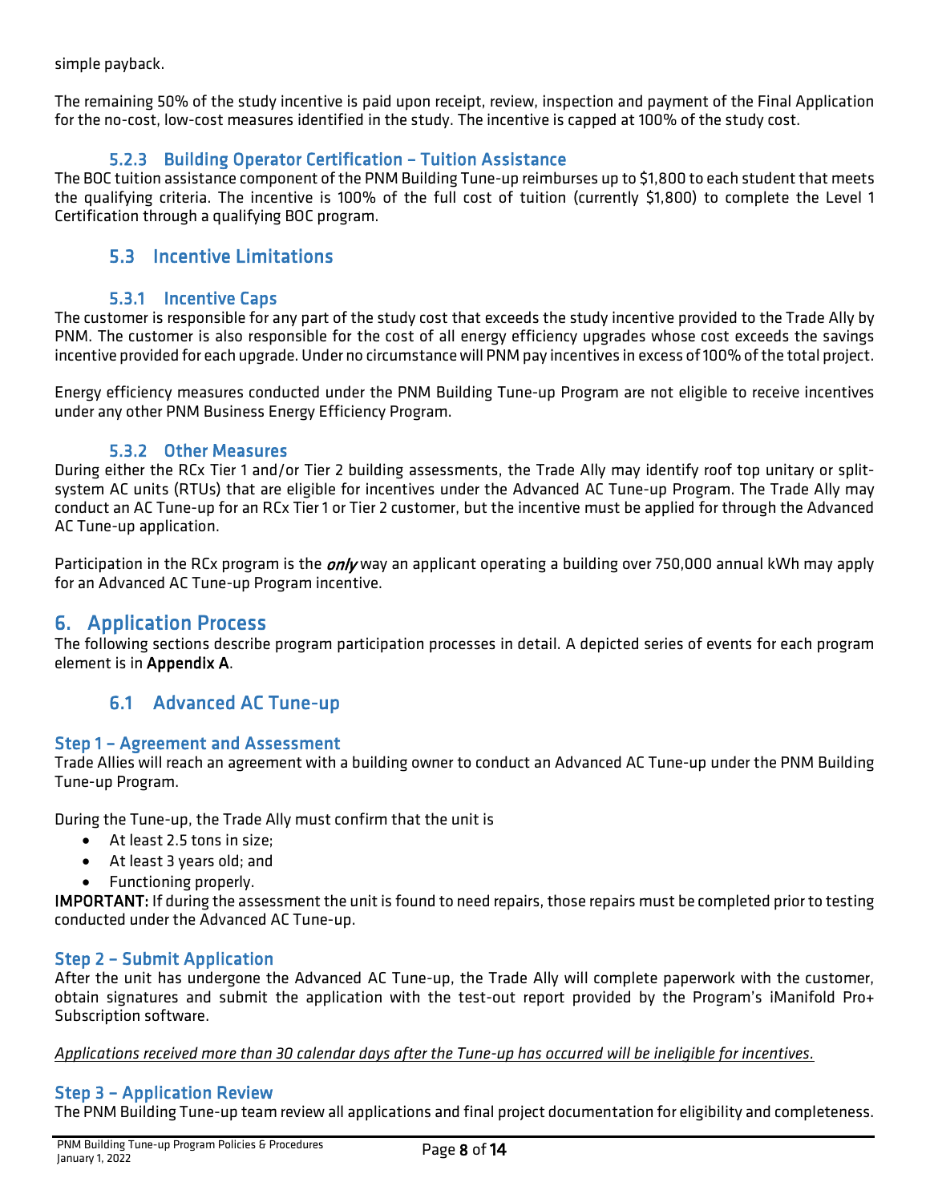simple payback.

The remaining 50% of the study incentive is paid upon receipt, review, inspection and payment of the Final Application for the no-cost, low-cost measures identified in the study. The incentive is capped at 100% of the study cost.

#### 5.2.3 Building Operator Certification – Tuition Assistance

The BOC tuition assistance component of the PNM Building Tune-up reimburses up to $1,800 to each student that meets the qualifying criteria. The incentive is 100% of the full cost of tuition (currently $1,800) to complete the Level 1 Certification through a qualifying BOC program.

### 5.3 Incentive Limitations

#### 5.3.1 Incentive Caps

The customer is responsible for any part of the study cost that exceeds the study incentive provided to the Trade Ally by PNM. The customer is also responsible for the cost of all energy efficiency upgrades whose cost exceeds the savings incentive provided for each upgrade. Under no circumstance will PNM pay incentives in excess of 100% of the total project.

Energy efficiency measures conducted under the PNM Building Tune-up Program are not eligible to receive incentives under any other PNM Business Energy Efficiency Program.

#### 5.3.2 Other Measures

During either the RCx Tier 1 and/or Tier 2 building assessments, the Trade Ally may identify roof top unitary or split-system AC units (RTUs) that are eligible for incentives under the Advanced AC Tune-up Program. The Trade Ally may conduct an AC Tune-up for an RCx Tier 1 or Tier 2 customer, but the incentive must be applied for through the Advanced AC Tune-up application.

Participation in the RCx program is the ***only*** way an applicant operating a building over 750,000 annual kWh may apply for an Advanced AC Tune-up Program incentive.

## 6. Application Process

The following sections describe program participation processes in detail. A depicted series of events for each program element is in **Appendix A**.

### 6.1 Advanced AC Tune-up

#### Step 1 – Agreement and Assessment

Trade Allies will reach an agreement with a building owner to conduct an Advanced AC Tune-up under the PNM Building Tune-up Program.

During the Tune-up, the Trade Ally must confirm that the unit is

- At least 2.5 tons in size;
- At least 3 years old; and
- Functioning properly.

**IMPORTANT:** If during the assessment the unit is found to need repairs, those repairs must be completed prior to testing conducted under the Advanced AC Tune-up.

#### Step 2 – Submit Application

After the unit has undergone the Advanced AC Tune-up, the Trade Ally will complete paperwork with the customer, obtain signatures and submit the application with the test-out report provided by the Program's iManifold Pro+ Subscription software.

*Applications received more than 30 calendar days after the Tune-up has occurred will be ineligible for incentives.*

#### Step 3 – Application Review

The PNM Building Tune-up team review all applications and final project documentation for eligibility and completeness.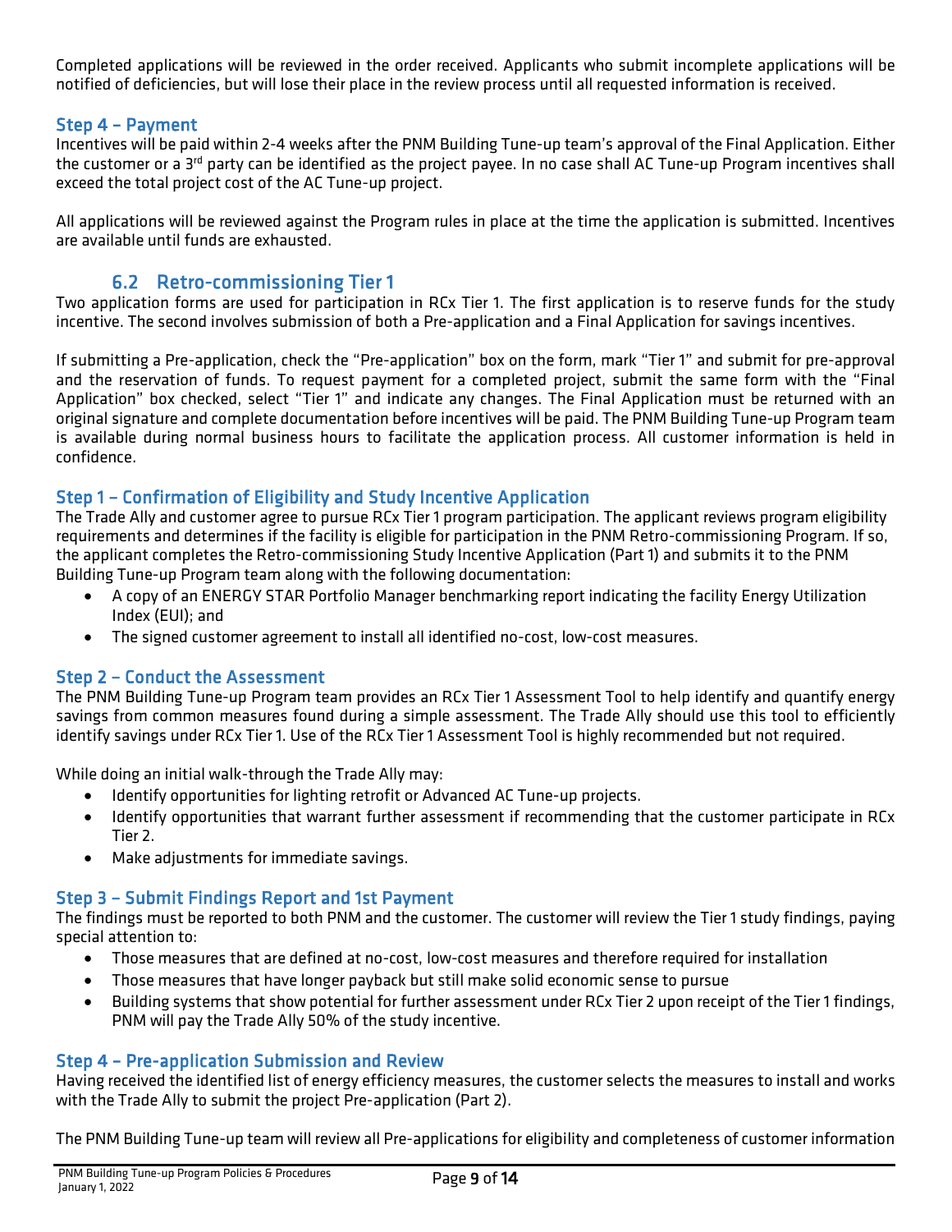Completed applications will be reviewed in the order received. Applicants who submit incomplete applications will be notified of deficiencies, but will lose their place in the review process until all requested information is received.

### Step 4 – Payment

Incentives will be paid within 2-4 weeks after the PNM Building Tune-up team's approval of the Final Application. Either the customer or a 3rd party can be identified as the project payee. In no case shall AC Tune-up Program incentives shall exceed the total project cost of the AC Tune-up project.

All applications will be reviewed against the Program rules in place at the time the application is submitted. Incentives are available until funds are exhausted.

## 6.2 Retro-commissioning Tier 1

Two application forms are used for participation in RCx Tier 1. The first application is to reserve funds for the study incentive. The second involves submission of both a Pre-application and a Final Application for savings incentives.

If submitting a Pre-application, check the "Pre-application" box on the form, mark "Tier 1" and submit for pre-approval and the reservation of funds. To request payment for a completed project, submit the same form with the "Final Application" box checked, select "Tier 1" and indicate any changes. The Final Application must be returned with an original signature and complete documentation before incentives will be paid. The PNM Building Tune-up Program team is available during normal business hours to facilitate the application process. All customer information is held in confidence.

### Step 1 – Confirmation of Eligibility and Study Incentive Application

The Trade Ally and customer agree to pursue RCx Tier 1 program participation. The applicant reviews program eligibility requirements and determines if the facility is eligible for participation in the PNM Retro-commissioning Program. If so, the applicant completes the Retro-commissioning Study Incentive Application (Part 1) and submits it to the PNM Building Tune-up Program team along with the following documentation:

- A copy of an ENERGY STAR Portfolio Manager benchmarking report indicating the facility Energy Utilization Index (EUI); and
- The signed customer agreement to install all identified no-cost, low-cost measures.

### Step 2 – Conduct the Assessment

The PNM Building Tune-up Program team provides an RCx Tier 1 Assessment Tool to help identify and quantify energy savings from common measures found during a simple assessment. The Trade Ally should use this tool to efficiently identify savings under RCx Tier 1. Use of the RCx Tier 1 Assessment Tool is highly recommended but not required.

While doing an initial walk-through the Trade Ally may:

- Identify opportunities for lighting retrofit or Advanced AC Tune-up projects.
- Identify opportunities that warrant further assessment if recommending that the customer participate in RCx Tier 2.
- Make adjustments for immediate savings.

### Step 3 – Submit Findings Report and 1st Payment

The findings must be reported to both PNM and the customer. The customer will review the Tier 1 study findings, paying special attention to:

- Those measures that are defined at no-cost, low-cost measures and therefore required for installation
- Those measures that have longer payback but still make solid economic sense to pursue
- Building systems that show potential for further assessment under RCx Tier 2 upon receipt of the Tier 1 findings, PNM will pay the Trade Ally 50% of the study incentive.

### Step 4 – Pre-application Submission and Review

Having received the identified list of energy efficiency measures, the customer selects the measures to install and works with the Trade Ally to submit the project Pre-application (Part 2).

The PNM Building Tune-up team will review all Pre-applications for eligibility and completeness of customer information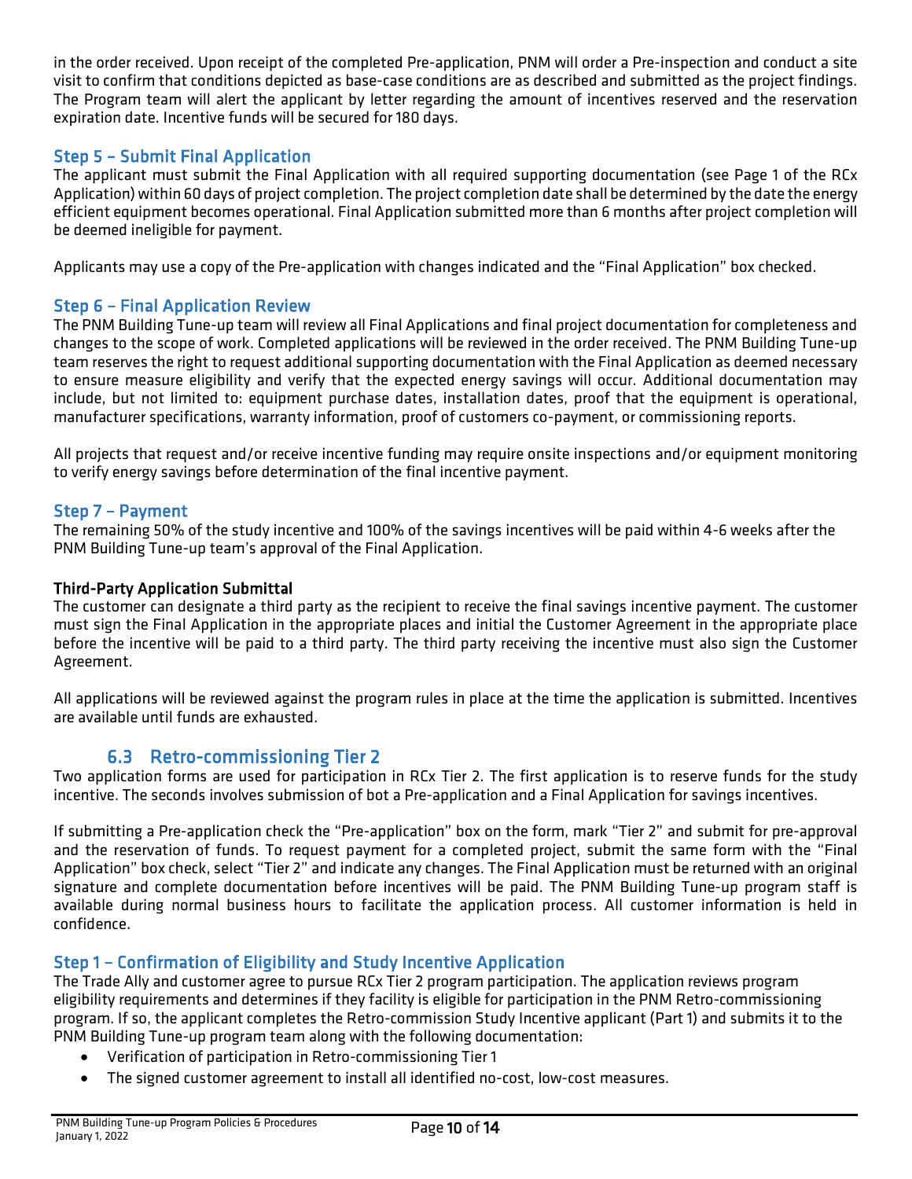in the order received. Upon receipt of the completed Pre-application, PNM will order a Pre-inspection and conduct a site visit to confirm that conditions depicted as base-case conditions are as described and submitted as the project findings. The Program team will alert the applicant by letter regarding the amount of incentives reserved and the reservation expiration date. Incentive funds will be secured for 180 days.

### Step 5 – Submit Final Application

The applicant must submit the Final Application with all required supporting documentation (see Page 1 of the RCx Application) within 60 days of project completion. The project completion date shall be determined by the date the energy efficient equipment becomes operational. Final Application submitted more than 6 months after project completion will be deemed ineligible for payment.

Applicants may use a copy of the Pre-application with changes indicated and the "Final Application" box checked.

### Step 6 – Final Application Review

The PNM Building Tune-up team will review all Final Applications and final project documentation for completeness and changes to the scope of work. Completed applications will be reviewed in the order received. The PNM Building Tune-up team reserves the right to request additional supporting documentation with the Final Application as deemed necessary to ensure measure eligibility and verify that the expected energy savings will occur. Additional documentation may include, but not limited to: equipment purchase dates, installation dates, proof that the equipment is operational, manufacturer specifications, warranty information, proof of customers co-payment, or commissioning reports.

All projects that request and/or receive incentive funding may require onsite inspections and/or equipment monitoring to verify energy savings before determination of the final incentive payment.

### Step 7 – Payment

The remaining 50% of the study incentive and 100% of the savings incentives will be paid within 4-6 weeks after the PNM Building Tune-up team's approval of the Final Application.

**Third-Party Application Submittal**

The customer can designate a third party as the recipient to receive the final savings incentive payment. The customer must sign the Final Application in the appropriate places and initial the Customer Agreement in the appropriate place before the incentive will be paid to a third party. The third party receiving the incentive must also sign the Customer Agreement.

All applications will be reviewed against the program rules in place at the time the application is submitted. Incentives are available until funds are exhausted.

## 6.3 Retro-commissioning Tier 2

Two application forms are used for participation in RCx Tier 2. The first application is to reserve funds for the study incentive. The seconds involves submission of bot a Pre-application and a Final Application for savings incentives.

If submitting a Pre-application check the "Pre-application" box on the form, mark "Tier 2" and submit for pre-approval and the reservation of funds. To request payment for a completed project, submit the same form with the "Final Application" box check, select "Tier 2" and indicate any changes. The Final Application must be returned with an original signature and complete documentation before incentives will be paid. The PNM Building Tune-up program staff is available during normal business hours to facilitate the application process. All customer information is held in confidence.

### Step 1 – Confirmation of Eligibility and Study Incentive Application

The Trade Ally and customer agree to pursue RCx Tier 2 program participation. The application reviews program eligibility requirements and determines if they facility is eligible for participation in the PNM Retro-commissioning program. If so, the applicant completes the Retro-commission Study Incentive applicant (Part 1) and submits it to the PNM Building Tune-up program team along with the following documentation:

- Verification of participation in Retro-commissioning Tier 1
- The signed customer agreement to install all identified no-cost, low-cost measures.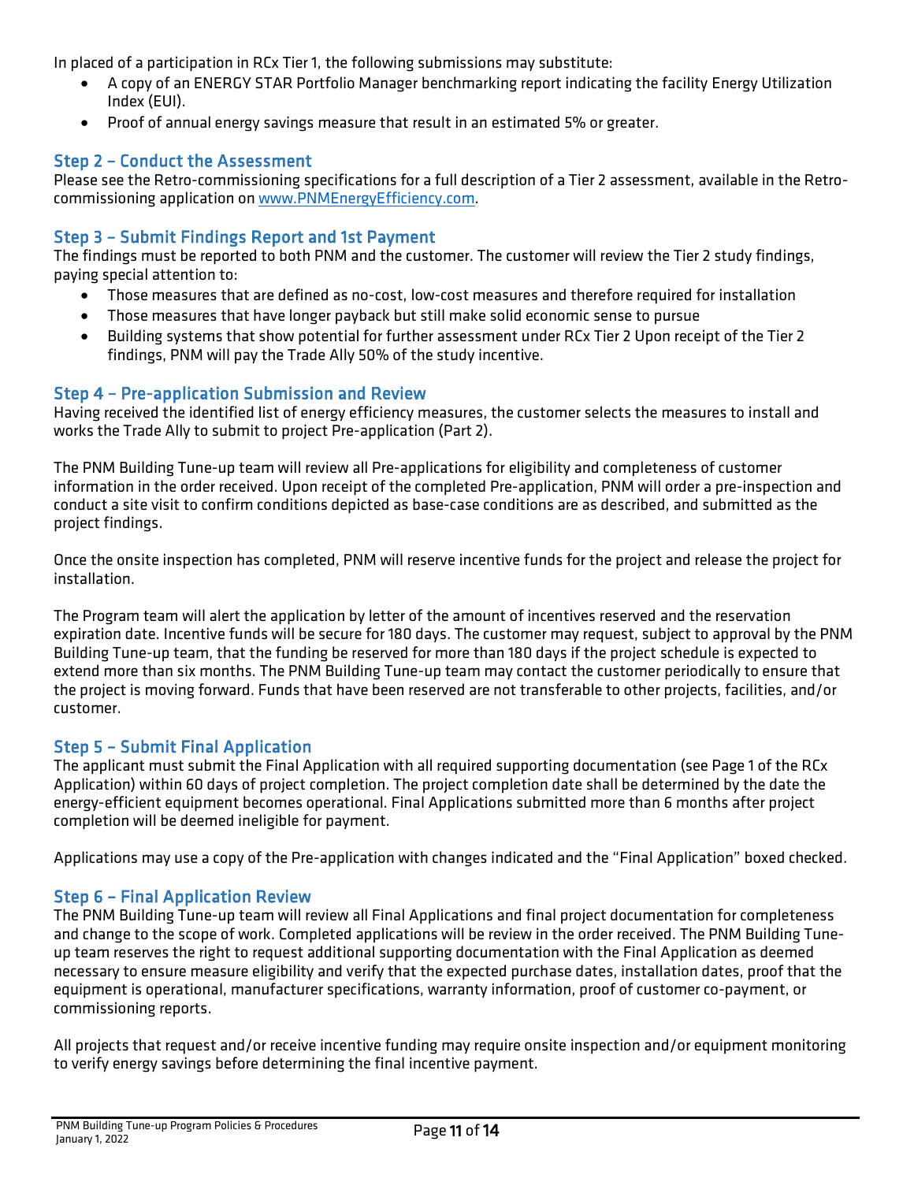In placed of a participation in RCx Tier 1, the following submissions may substitute:

- A copy of an ENERGY STAR Portfolio Manager benchmarking report indicating the facility Energy Utilization Index (EUI).
- Proof of annual energy savings measure that result in an estimated 5% or greater.

## Step 2 – Conduct the Assessment

Please see the Retro-commissioning specifications for a full description of a Tier 2 assessment, available in the Retro-commissioning application on www.PNMEnergyEfficiency.com.

## Step 3 – Submit Findings Report and 1st Payment

The findings must be reported to both PNM and the customer. The customer will review the Tier 2 study findings, paying special attention to:

- Those measures that are defined as no-cost, low-cost measures and therefore required for installation
- Those measures that have longer payback but still make solid economic sense to pursue
- Building systems that show potential for further assessment under RCx Tier 2 Upon receipt of the Tier 2 findings, PNM will pay the Trade Ally 50% of the study incentive.

## Step 4 – Pre-application Submission and Review

Having received the identified list of energy efficiency measures, the customer selects the measures to install and works the Trade Ally to submit to project Pre-application (Part 2).

The PNM Building Tune-up team will review all Pre-applications for eligibility and completeness of customer information in the order received. Upon receipt of the completed Pre-application, PNM will order a pre-inspection and conduct a site visit to confirm conditions depicted as base-case conditions are as described, and submitted as the project findings.

Once the onsite inspection has completed, PNM will reserve incentive funds for the project and release the project for installation.

The Program team will alert the application by letter of the amount of incentives reserved and the reservation expiration date. Incentive funds will be secure for 180 days. The customer may request, subject to approval by the PNM Building Tune-up team, that the funding be reserved for more than 180 days if the project schedule is expected to extend more than six months. The PNM Building Tune-up team may contact the customer periodically to ensure that the project is moving forward. Funds that have been reserved are not transferable to other projects, facilities, and/or customer.

## Step 5 – Submit Final Application

The applicant must submit the Final Application with all required supporting documentation (see Page 1 of the RCx Application) within 60 days of project completion. The project completion date shall be determined by the date the energy-efficient equipment becomes operational. Final Applications submitted more than 6 months after project completion will be deemed ineligible for payment.

Applications may use a copy of the Pre-application with changes indicated and the "Final Application" boxed checked.

## Step 6 – Final Application Review

The PNM Building Tune-up team will review all Final Applications and final project documentation for completeness and change to the scope of work. Completed applications will be review in the order received. The PNM Building Tune-up team reserves the right to request additional supporting documentation with the Final Application as deemed necessary to ensure measure eligibility and verify that the expected purchase dates, installation dates, proof that the equipment is operational, manufacturer specifications, warranty information, proof of customer co-payment, or commissioning reports.

All projects that request and/or receive incentive funding may require onsite inspection and/or equipment monitoring to verify energy savings before determining the final incentive payment.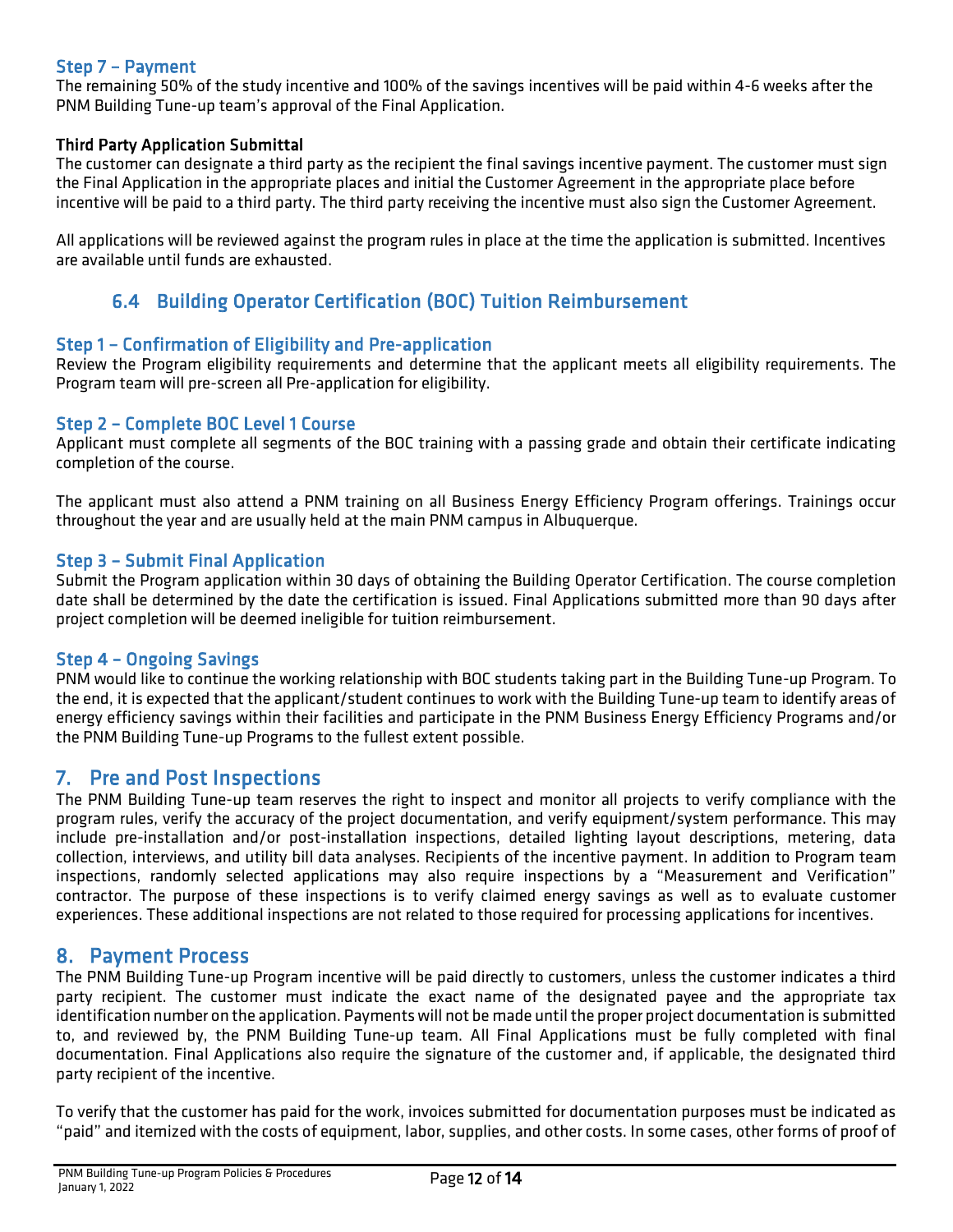### Step 7 – Payment

The remaining 50% of the study incentive and 100% of the savings incentives will be paid within 4-6 weeks after the PNM Building Tune-up team's approval of the Final Application.

**Third Party Application Submittal**

The customer can designate a third party as the recipient the final savings incentive payment. The customer must sign the Final Application in the appropriate places and initial the Customer Agreement in the appropriate place before incentive will be paid to a third party. The third party receiving the incentive must also sign the Customer Agreement.

All applications will be reviewed against the program rules in place at the time the application is submitted. Incentives are available until funds are exhausted.

## 6.4 Building Operator Certification (BOC) Tuition Reimbursement

### Step 1 – Confirmation of Eligibility and Pre-application

Review the Program eligibility requirements and determine that the applicant meets all eligibility requirements. The Program team will pre-screen all Pre-application for eligibility.

### Step 2 – Complete BOC Level 1 Course

Applicant must complete all segments of the BOC training with a passing grade and obtain their certificate indicating completion of the course.

The applicant must also attend a PNM training on all Business Energy Efficiency Program offerings. Trainings occur throughout the year and are usually held at the main PNM campus in Albuquerque.

### Step 3 – Submit Final Application

Submit the Program application within 30 days of obtaining the Building Operator Certification. The course completion date shall be determined by the date the certification is issued. Final Applications submitted more than 90 days after project completion will be deemed ineligible for tuition reimbursement.

### Step 4 – Ongoing Savings

PNM would like to continue the working relationship with BOC students taking part in the Building Tune-up Program. To the end, it is expected that the applicant/student continues to work with the Building Tune-up team to identify areas of energy efficiency savings within their facilities and participate in the PNM Business Energy Efficiency Programs and/or the PNM Building Tune-up Programs to the fullest extent possible.

# 7. Pre and Post Inspections

The PNM Building Tune-up team reserves the right to inspect and monitor all projects to verify compliance with the program rules, verify the accuracy of the project documentation, and verify equipment/system performance. This may include pre-installation and/or post-installation inspections, detailed lighting layout descriptions, metering, data collection, interviews, and utility bill data analyses. Recipients of the incentive payment. In addition to Program team inspections, randomly selected applications may also require inspections by a "Measurement and Verification" contractor. The purpose of these inspections is to verify claimed energy savings as well as to evaluate customer experiences. These additional inspections are not related to those required for processing applications for incentives.

# 8. Payment Process

The PNM Building Tune-up Program incentive will be paid directly to customers, unless the customer indicates a third party recipient. The customer must indicate the exact name of the designated payee and the appropriate tax identification number on the application. Payments will not be made until the proper project documentation is submitted to, and reviewed by, the PNM Building Tune-up team. All Final Applications must be fully completed with final documentation. Final Applications also require the signature of the customer and, if applicable, the designated third party recipient of the incentive.

To verify that the customer has paid for the work, invoices submitted for documentation purposes must be indicated as "paid" and itemized with the costs of equipment, labor, supplies, and other costs. In some cases, other forms of proof of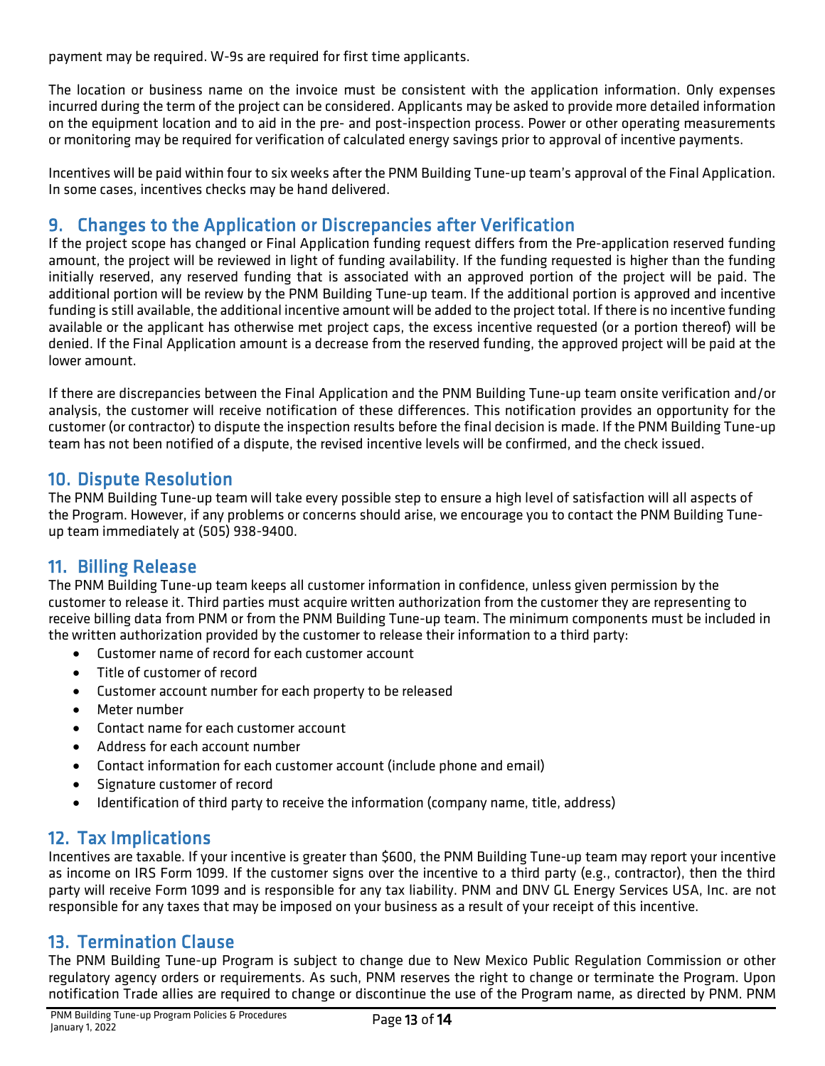payment may be required. W-9s are required for first time applicants.

The location or business name on the invoice must be consistent with the application information. Only expenses incurred during the term of the project can be considered. Applicants may be asked to provide more detailed information on the equipment location and to aid in the pre- and post-inspection process. Power or other operating measurements or monitoring may be required for verification of calculated energy savings prior to approval of incentive payments.

Incentives will be paid within four to six weeks after the PNM Building Tune-up team's approval of the Final Application. In some cases, incentives checks may be hand delivered.

## 9. Changes to the Application or Discrepancies after Verification

If the project scope has changed or Final Application funding request differs from the Pre-application reserved funding amount, the project will be reviewed in light of funding availability. If the funding requested is higher than the funding initially reserved, any reserved funding that is associated with an approved portion of the project will be paid. The additional portion will be review by the PNM Building Tune-up team. If the additional portion is approved and incentive funding is still available, the additional incentive amount will be added to the project total. If there is no incentive funding available or the applicant has otherwise met project caps, the excess incentive requested (or a portion thereof) will be denied. If the Final Application amount is a decrease from the reserved funding, the approved project will be paid at the lower amount.

If there are discrepancies between the Final Application and the PNM Building Tune-up team onsite verification and/or analysis, the customer will receive notification of these differences. This notification provides an opportunity for the customer (or contractor) to dispute the inspection results before the final decision is made. If the PNM Building Tune-up team has not been notified of a dispute, the revised incentive levels will be confirmed, and the check issued.

## 10. Dispute Resolution

The PNM Building Tune-up team will take every possible step to ensure a high level of satisfaction will all aspects of the Program. However, if any problems or concerns should arise, we encourage you to contact the PNM Building Tune-up team immediately at (505) 938-9400.

## 11. Billing Release

The PNM Building Tune-up team keeps all customer information in confidence, unless given permission by the customer to release it. Third parties must acquire written authorization from the customer they are representing to receive billing data from PNM or from the PNM Building Tune-up team. The minimum components must be included in the written authorization provided by the customer to release their information to a third party:

- Customer name of record for each customer account
- Title of customer of record
- Customer account number for each property to be released
- Meter number
- Contact name for each customer account
- Address for each account number
- Contact information for each customer account (include phone and email)
- Signature customer of record
- Identification of third party to receive the information (company name, title, address)

## 12. Tax Implications

Incentives are taxable. If your incentive is greater than $600, the PNM Building Tune-up team may report your incentive as income on IRS Form 1099. If the customer signs over the incentive to a third party (e.g., contractor), then the third party will receive Form 1099 and is responsible for any tax liability. PNM and DNV GL Energy Services USA, Inc. are not responsible for any taxes that may be imposed on your business as a result of your receipt of this incentive.

## 13. Termination Clause

The PNM Building Tune-up Program is subject to change due to New Mexico Public Regulation Commission or other regulatory agency orders or requirements. As such, PNM reserves the right to change or terminate the Program. Upon notification Trade allies are required to change or discontinue the use of the Program name, as directed by PNM. PNM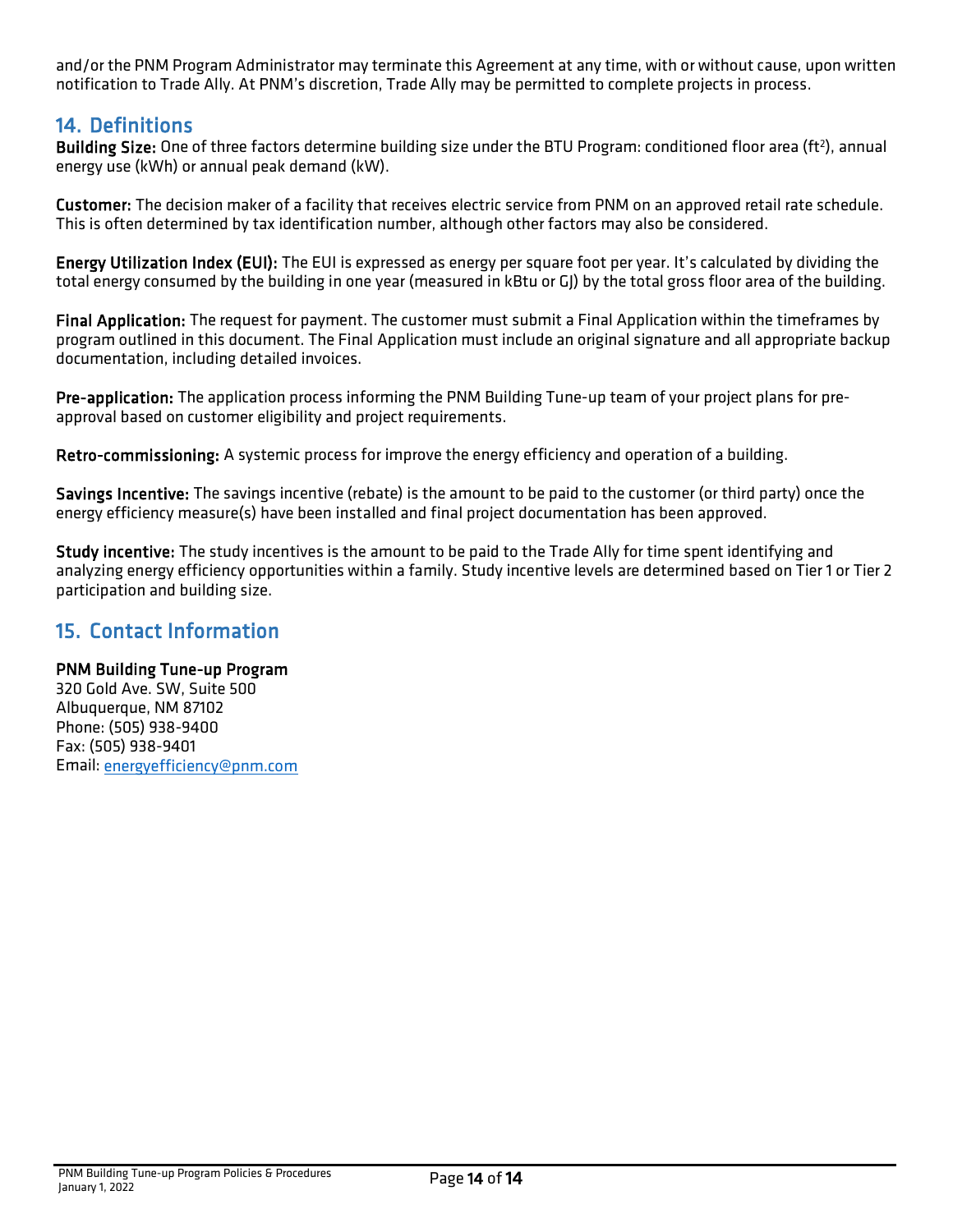and/or the PNM Program Administrator may terminate this Agreement at any time, with or without cause, upon written notification to Trade Ally. At PNM's discretion, Trade Ally may be permitted to complete projects in process.

## 14. Definitions

**Building Size:** One of three factors determine building size under the BTU Program: conditioned floor area ($ft^2$), annual energy use (kWh) or annual peak demand (kW).

**Customer:** The decision maker of a facility that receives electric service from PNM on an approved retail rate schedule. This is often determined by tax identification number, although other factors may also be considered.

**Energy Utilization Index (EUI):** The EUI is expressed as energy per square foot per year. It's calculated by dividing the total energy consumed by the building in one year (measured in kBtu or GJ) by the total gross floor area of the building.

**Final Application:** The request for payment. The customer must submit a Final Application within the timeframes by program outlined in this document. The Final Application must include an original signature and all appropriate backup documentation, including detailed invoices.

**Pre-application:** The application process informing the PNM Building Tune-up team of your project plans for pre-approval based on customer eligibility and project requirements.

**Retro-commissioning:** A systemic process for improve the energy efficiency and operation of a building.

**Savings Incentive:** The savings incentive (rebate) is the amount to be paid to the customer (or third party) once the energy efficiency measure(s) have been installed and final project documentation has been approved.

**Study incentive:** The study incentives is the amount to be paid to the Trade Ally for time spent identifying and analyzing energy efficiency opportunities within a family. Study incentive levels are determined based on Tier 1 or Tier 2 participation and building size.

## 15. Contact Information

**PNM Building Tune-up Program**
320 Gold Ave. SW, Suite 500
Albuquerque, NM 87102
Phone: (505) 938-9400
Fax: (505) 938-9401
Email: energyefficiency@pnm.com